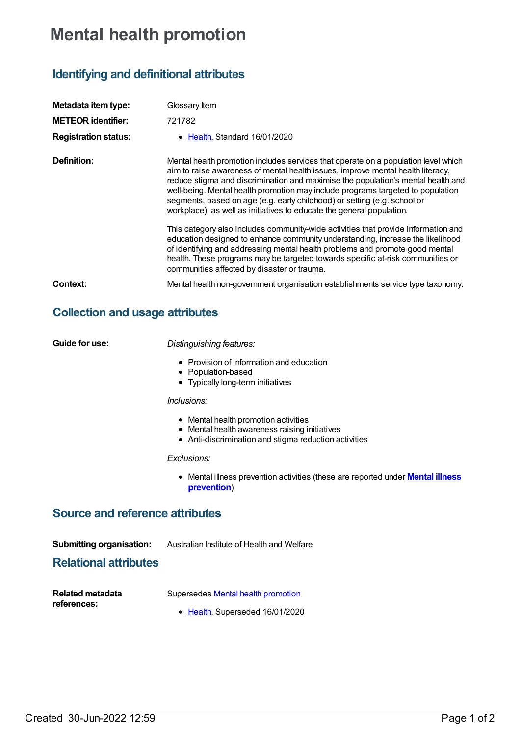# Mental health promotion

## Identifying and definitional attributes

**Metadata item type:** Glossary Item

**METEOR identifier:** 721782

**Registration status:**
- Health, Standard 16/01/2020

**Definition:** Mental health promotion includes services that operate on a population level which aim to raise awareness of mental health issues, improve mental health literacy, reduce stigma and discrimination and maximise the population's mental health and well-being. Mental health promotion may include programs targeted to population segments, based on age (e.g. early childhood) or setting (e.g. school or workplace), as well as initiatives to educate the general population.

This category also includes community-wide activities that provide information and education designed to enhance community understanding, increase the likelihood of identifying and addressing mental health problems and promote good mental health. These programs may be targeted towards specific at-risk communities or communities affected by disaster or trauma.

**Context:** Mental health non-government organisation establishments service type taxonomy.

## Collection and usage attributes

**Guide for use:**

*Distinguishing features:*

- Provision of information and education
- Population-based
- Typically long-term initiatives

*Inclusions:*

- Mental health promotion activities
- Mental health awareness raising initiatives
- Anti-discrimination and stigma reduction activities

*Exclusions:*

- Mental illness prevention activities (these are reported under **Mental illness prevention**)

## Source and reference attributes

**Submitting organisation:** Australian Institute of Health and Welfare

## Relational attributes

**Related metadata references:** Supersedes Mental health promotion

- Health, Superseded 16/01/2020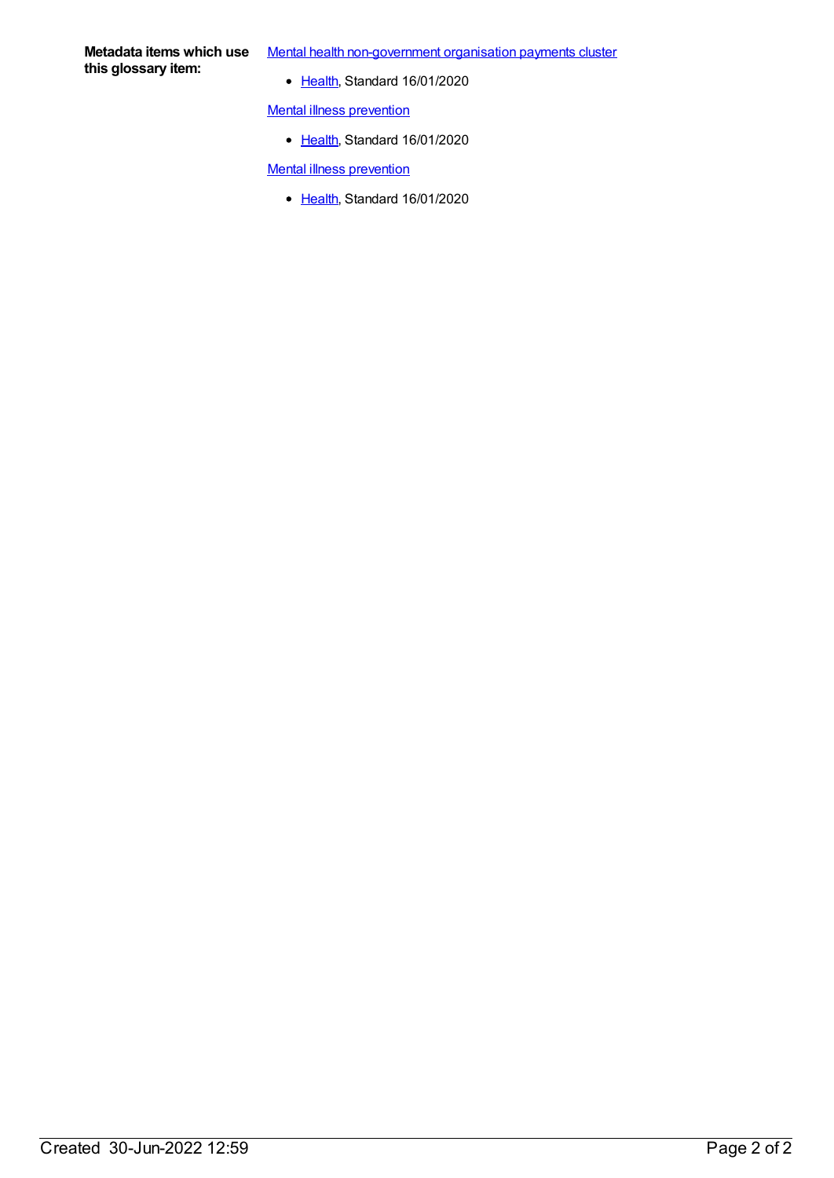**Metadata items which use this glossary item:**

Mental health non-government organisation payments cluster

- Health, Standard 16/01/2020

Mental illness prevention

- Health, Standard 16/01/2020

Mental illness prevention

- Health, Standard 16/01/2020